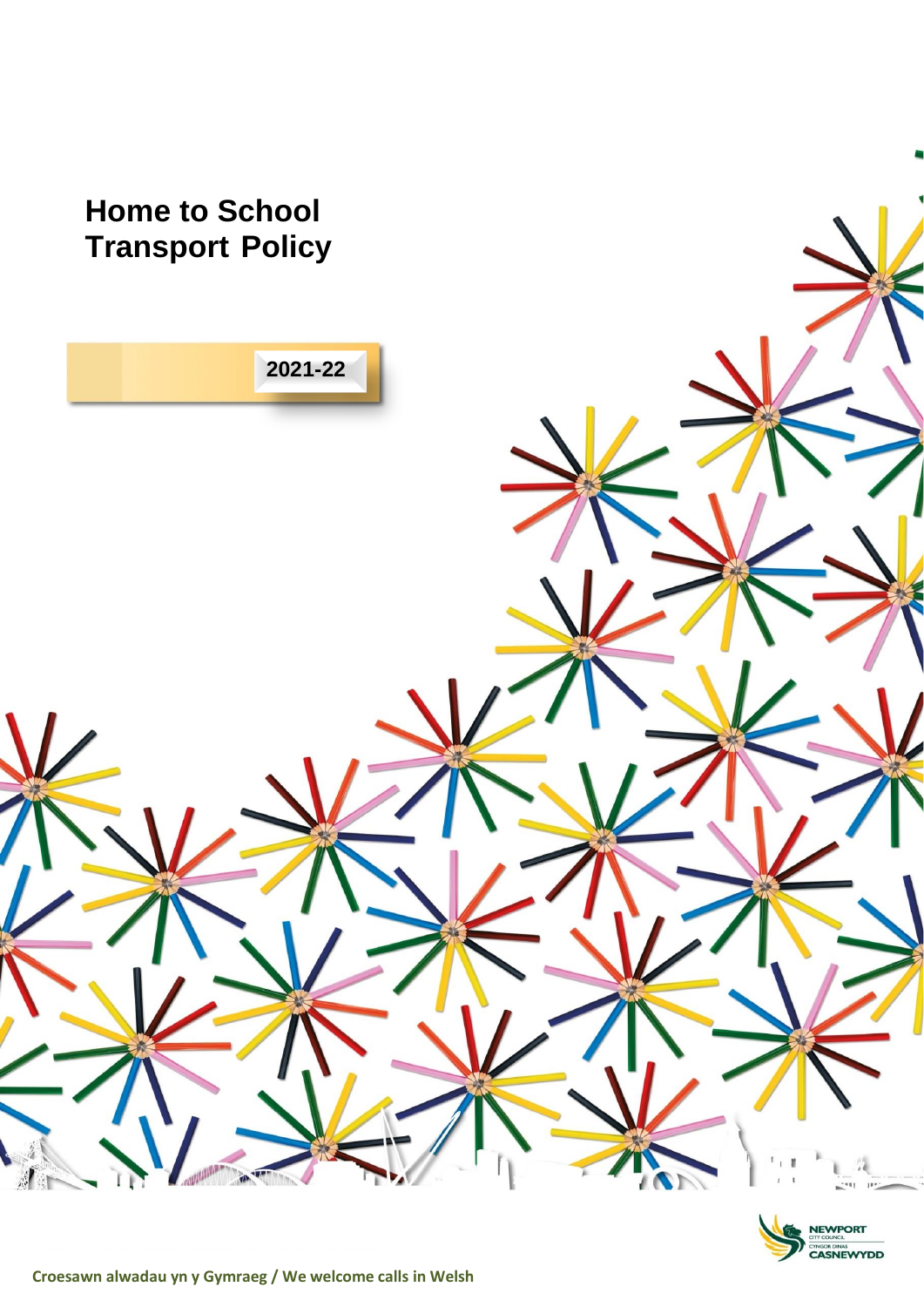# Home to School Transport Policy

2021-22

NEWPORT CITY COUNCIL
CYNGOR DINAS CASNEWYDD

Croesawn alwadau yn y Gymraeg / We welcome calls in Welsh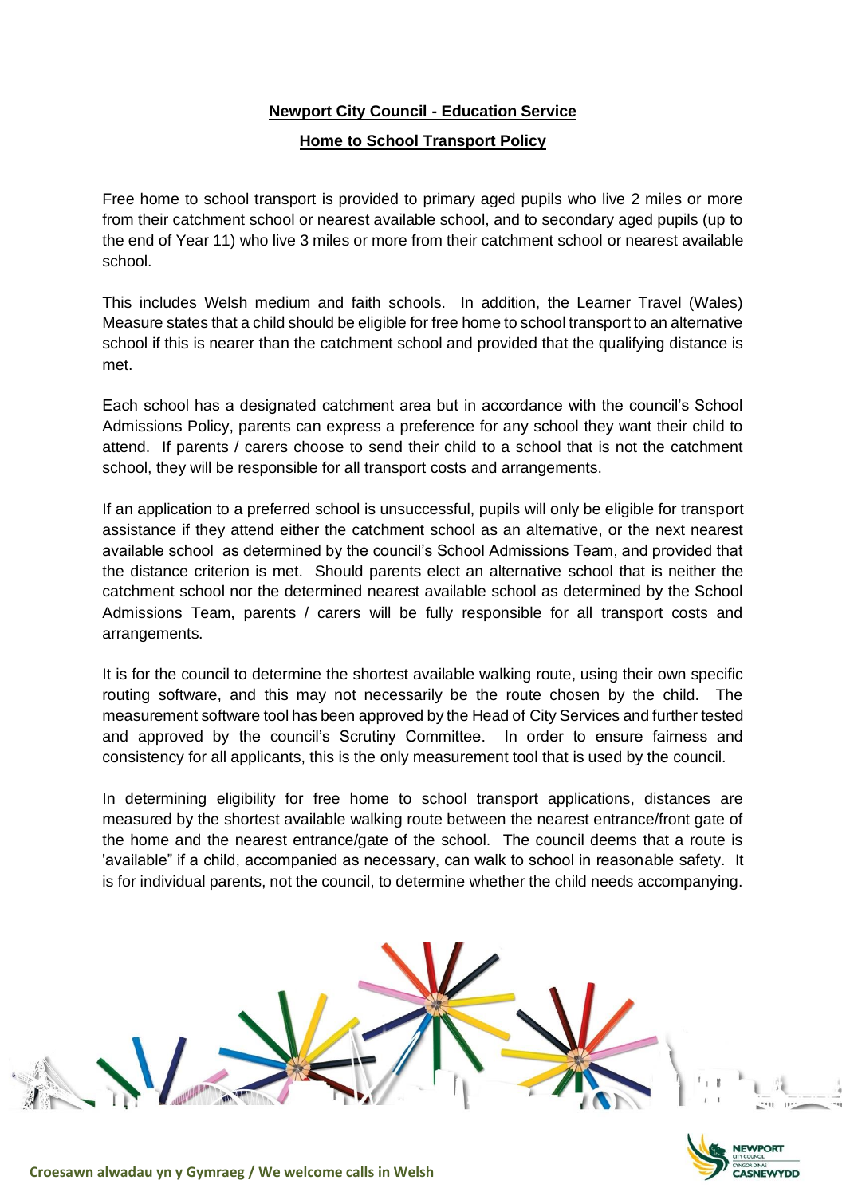**Newport City Council - Education Service**

**Home to School Transport Policy**

Free home to school transport is provided to primary aged pupils who live 2 miles or more from their catchment school or nearest available school, and to secondary aged pupils (up to the end of Year 11) who live 3 miles or more from their catchment school or nearest available school.

This includes Welsh medium and faith schools. In addition, the Learner Travel (Wales) Measure states that a child should be eligible for free home to school transport to an alternative school if this is nearer than the catchment school and provided that the qualifying distance is met.

Each school has a designated catchment area but in accordance with the council's School Admissions Policy, parents can express a preference for any school they want their child to attend. If parents / carers choose to send their child to a school that is not the catchment school, they will be responsible for all transport costs and arrangements.

If an application to a preferred school is unsuccessful, pupils will only be eligible for transport assistance if they attend either the catchment school as an alternative, or the next nearest available school as determined by the council's School Admissions Team, and provided that the distance criterion is met. Should parents elect an alternative school that is neither the catchment school nor the determined nearest available school as determined by the School Admissions Team, parents / carers will be fully responsible for all transport costs and arrangements.

It is for the council to determine the shortest available walking route, using their own specific routing software, and this may not necessarily be the route chosen by the child. The measurement software tool has been approved by the Head of City Services and further tested and approved by the council's Scrutiny Committee. In order to ensure fairness and consistency for all applicants, this is the only measurement tool that is used by the council.

In determining eligibility for free home to school transport applications, distances are measured by the shortest available walking route between the nearest entrance/front gate of the home and the nearest entrance/gate of the school. The council deems that a route is 'available" if a child, accompanied as necessary, can walk to school in reasonable safety. It is for individual parents, not the council, to determine whether the child needs accompanying.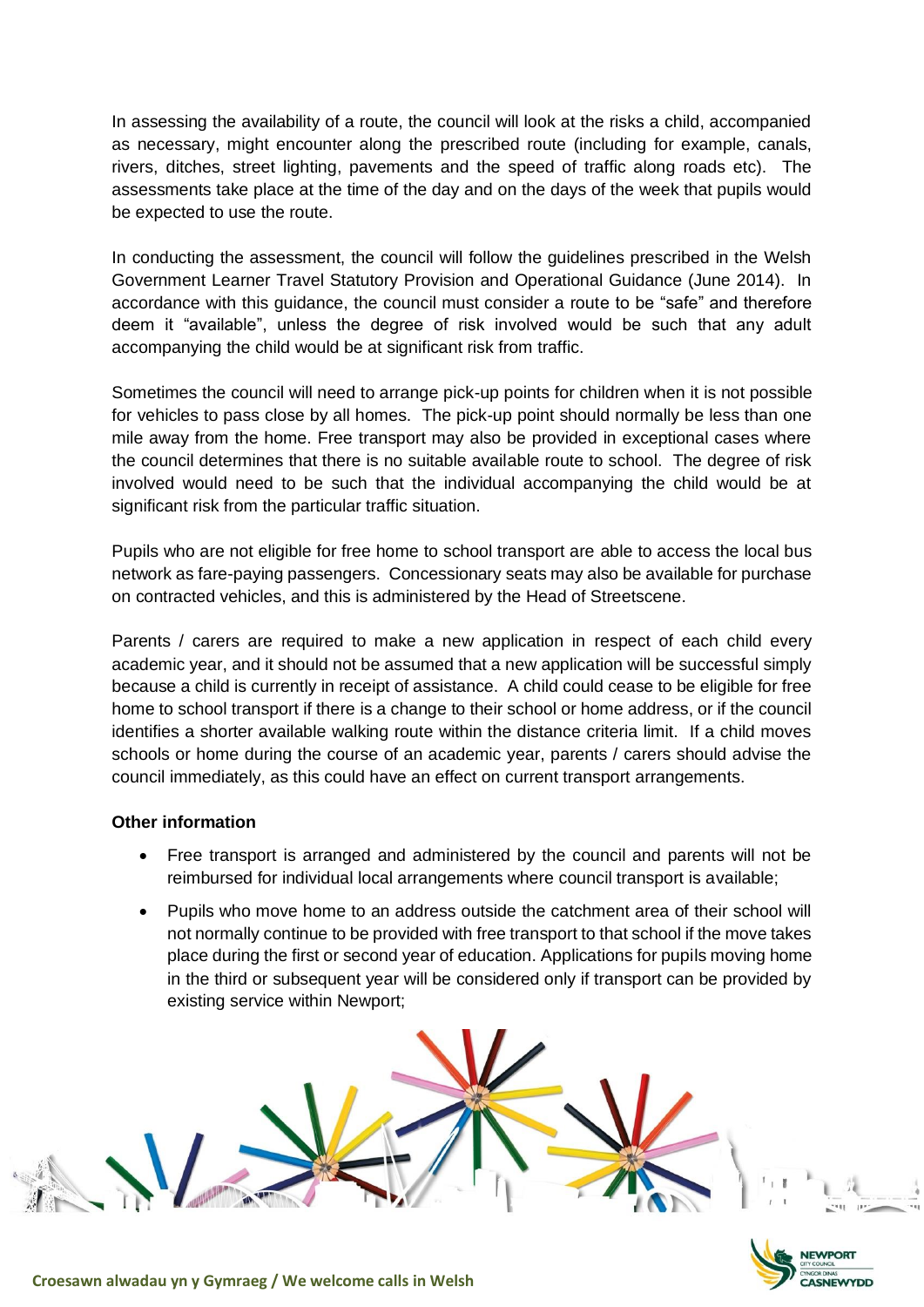In assessing the availability of a route, the council will look at the risks a child, accompanied as necessary, might encounter along the prescribed route (including for example, canals, rivers, ditches, street lighting, pavements and the speed of traffic along roads etc). The assessments take place at the time of the day and on the days of the week that pupils would be expected to use the route.

In conducting the assessment, the council will follow the guidelines prescribed in the Welsh Government Learner Travel Statutory Provision and Operational Guidance (June 2014). In accordance with this guidance, the council must consider a route to be "safe" and therefore deem it "available", unless the degree of risk involved would be such that any adult accompanying the child would be at significant risk from traffic.

Sometimes the council will need to arrange pick-up points for children when it is not possible for vehicles to pass close by all homes. The pick-up point should normally be less than one mile away from the home. Free transport may also be provided in exceptional cases where the council determines that there is no suitable available route to school. The degree of risk involved would need to be such that the individual accompanying the child would be at significant risk from the particular traffic situation.

Pupils who are not eligible for free home to school transport are able to access the local bus network as fare-paying passengers. Concessionary seats may also be available for purchase on contracted vehicles, and this is administered by the Head of Streetscene.

Parents / carers are required to make a new application in respect of each child every academic year, and it should not be assumed that a new application will be successful simply because a child is currently in receipt of assistance. A child could cease to be eligible for free home to school transport if there is a change to their school or home address, or if the council identifies a shorter available walking route within the distance criteria limit. If a child moves schools or home during the course of an academic year, parents / carers should advise the council immediately, as this could have an effect on current transport arrangements.

**Other information**

- Free transport is arranged and administered by the council and parents will not be reimbursed for individual local arrangements where council transport is available;
- Pupils who move home to an address outside the catchment area of their school will not normally continue to be provided with free transport to that school if the move takes place during the first or second year of education. Applications for pupils moving home in the third or subsequent year will be considered only if transport can be provided by existing service within Newport;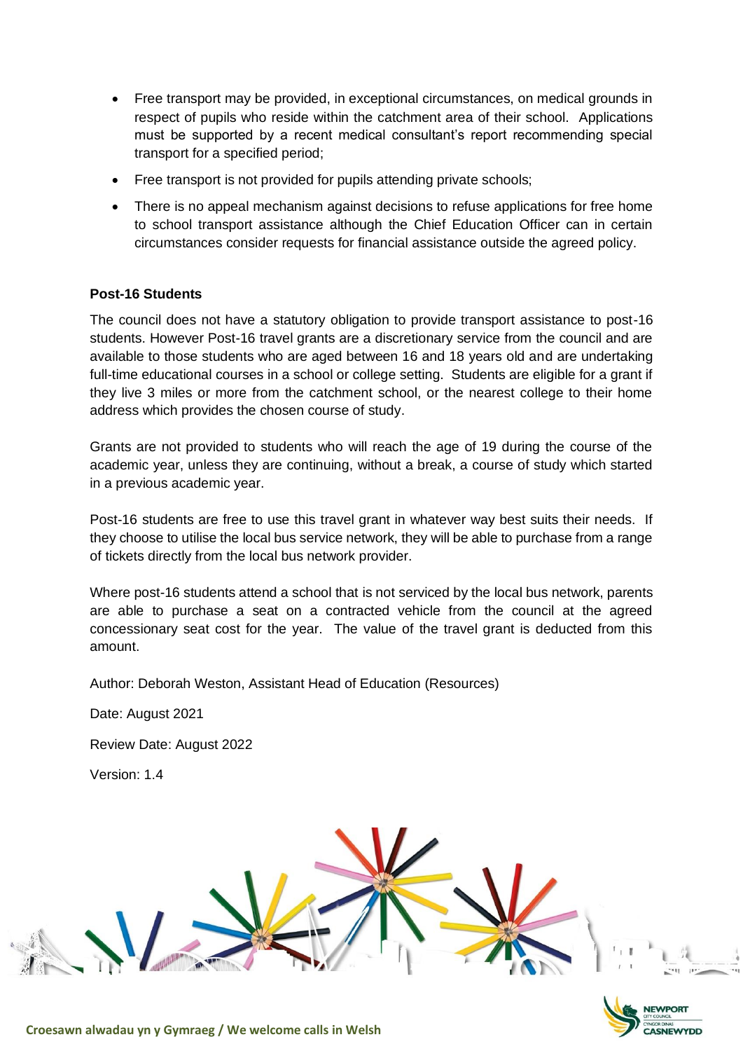- Free transport may be provided, in exceptional circumstances, on medical grounds in respect of pupils who reside within the catchment area of their school. Applications must be supported by a recent medical consultant's report recommending special transport for a specified period;
- Free transport is not provided for pupils attending private schools;
- There is no appeal mechanism against decisions to refuse applications for free home to school transport assistance although the Chief Education Officer can in certain circumstances consider requests for financial assistance outside the agreed policy.

**Post-16 Students**

The council does not have a statutory obligation to provide transport assistance to post-16 students. However Post-16 travel grants are a discretionary service from the council and are available to those students who are aged between 16 and 18 years old and are undertaking full-time educational courses in a school or college setting. Students are eligible for a grant if they live 3 miles or more from the catchment school, or the nearest college to their home address which provides the chosen course of study.

Grants are not provided to students who will reach the age of 19 during the course of the academic year, unless they are continuing, without a break, a course of study which started in a previous academic year.

Post-16 students are free to use this travel grant in whatever way best suits their needs. If they choose to utilise the local bus service network, they will be able to purchase from a range of tickets directly from the local bus network provider.

Where post-16 students attend a school that is not serviced by the local bus network, parents are able to purchase a seat on a contracted vehicle from the council at the agreed concessionary seat cost for the year. The value of the travel grant is deducted from this amount.

Author: Deborah Weston, Assistant Head of Education (Resources)

Date: August 2021

Review Date: August 2022

Version: 1.4